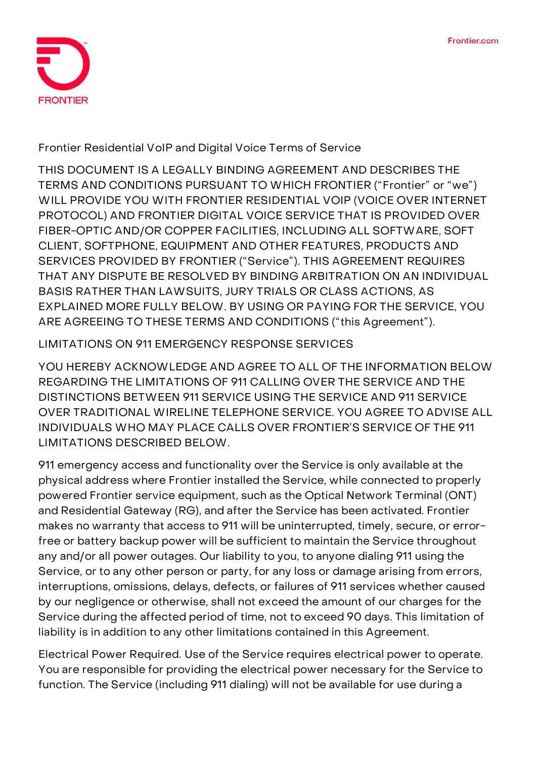# Frontier Residential VoIP and Digital Voice Terms of Service

THIS DOCUMENT IS A LEGALLY BINDING AGREEMENT AND DESCRIBES THE TERMS AND CONDITIONS PURSUANT TO WHICH FRONTIER (“Frontier” or “we”) WILL PROVIDE YOU WITH FRONTIER RESIDENTIAL VOIP (VOICE OVER INTERNET PROTOCOL) AND FRONTIER DIGITAL VOICE SERVICE THAT IS PROVIDED OVER FIBER-OPTIC AND/OR COPPER FACILITIES, INCLUDING ALL SOFTWARE, SOFT CLIENT, SOFTPHONE, EQUIPMENT AND OTHER FEATURES, PRODUCTS AND SERVICES PROVIDED BY FRONTIER (“Service”). THIS AGREEMENT REQUIRES THAT ANY DISPUTE BE RESOLVED BY BINDING ARBITRATION ON AN INDIVIDUAL BASIS RATHER THAN LAWSUITS, JURY TRIALS OR CLASS ACTIONS, AS EXPLAINED MORE FULLY BELOW. BY USING OR PAYING FOR THE SERVICE, YOU ARE AGREEING TO THESE TERMS AND CONDITIONS (“this Agreement”).

## LIMITATIONS ON 911 EMERGENCY RESPONSE SERVICES

YOU HEREBY ACKNOWLEDGE AND AGREE TO ALL OF THE INFORMATION BELOW REGARDING THE LIMITATIONS OF 911 CALLING OVER THE SERVICE AND THE DISTINCTIONS BETWEEN 911 SERVICE USING THE SERVICE AND 911 SERVICE OVER TRADITIONAL WIRELINE TELEPHONE SERVICE. YOU AGREE TO ADVISE ALL INDIVIDUALS WHO MAY PLACE CALLS OVER FRONTIER’S SERVICE OF THE 911 LIMITATIONS DESCRIBED BELOW.

911 emergency access and functionality over the Service is only available at the physical address where Frontier installed the Service, while connected to properly powered Frontier service equipment, such as the Optical Network Terminal (ONT) and Residential Gateway (RG), and after the Service has been activated. Frontier makes no warranty that access to 911 will be uninterrupted, timely, secure, or error-free or battery backup power will be sufficient to maintain the Service throughout any and/or all power outages. Our liability to you, to anyone dialing 911 using the Service, or to any other person or party, for any loss or damage arising from errors, interruptions, omissions, delays, defects, or failures of 911 services whether caused by our negligence or otherwise, shall not exceed the amount of our charges for the Service during the affected period of time, not to exceed 90 days. This limitation of liability is in addition to any other limitations contained in this Agreement.

Electrical Power Required. Use of the Service requires electrical power to operate. You are responsible for providing the electrical power necessary for the Service to function. The Service (including 911 dialing) will not be available for use during a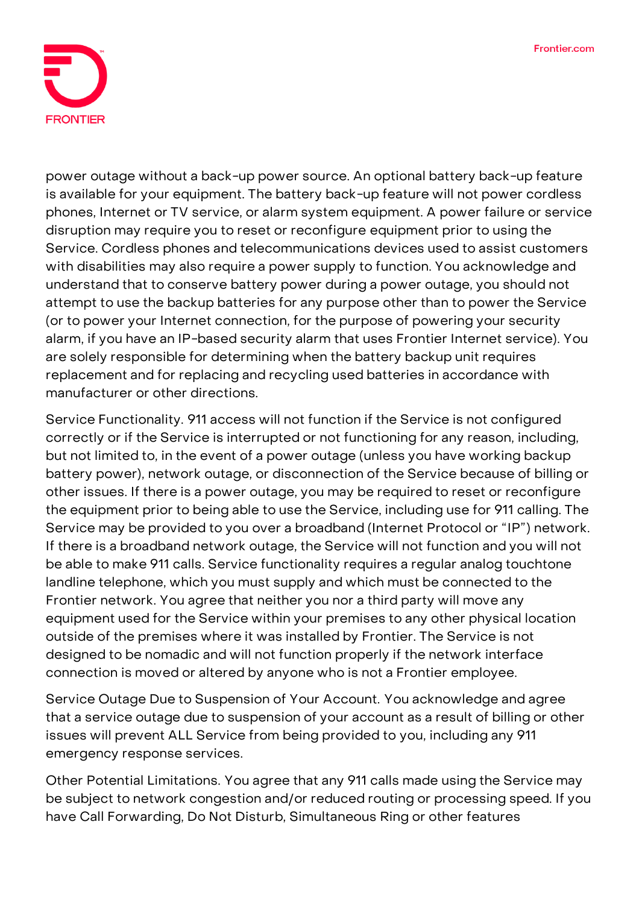power outage without a back-up power source. An optional battery back-up feature is available for your equipment. The battery back-up feature will not power cordless phones, Internet or TV service, or alarm system equipment. A power failure or service disruption may require you to reset or reconfigure equipment prior to using the Service. Cordless phones and telecommunications devices used to assist customers with disabilities may also require a power supply to function. You acknowledge and understand that to conserve battery power during a power outage, you should not attempt to use the backup batteries for any purpose other than to power the Service (or to power your Internet connection, for the purpose of powering your security alarm, if you have an IP-based security alarm that uses Frontier Internet service). You are solely responsible for determining when the battery backup unit requires replacement and for replacing and recycling used batteries in accordance with manufacturer or other directions.

Service Functionality. 911 access will not function if the Service is not configured correctly or if the Service is interrupted or not functioning for any reason, including, but not limited to, in the event of a power outage (unless you have working backup battery power), network outage, or disconnection of the Service because of billing or other issues. If there is a power outage, you may be required to reset or reconfigure the equipment prior to being able to use the Service, including use for 911 calling. The Service may be provided to you over a broadband (Internet Protocol or "IP") network. If there is a broadband network outage, the Service will not function and you will not be able to make 911 calls. Service functionality requires a regular analog touchtone landline telephone, which you must supply and which must be connected to the Frontier network. You agree that neither you nor a third party will move any equipment used for the Service within your premises to any other physical location outside of the premises where it was installed by Frontier. The Service is not designed to be nomadic and will not function properly if the network interface connection is moved or altered by anyone who is not a Frontier employee.

Service Outage Due to Suspension of Your Account. You acknowledge and agree that a service outage due to suspension of your account as a result of billing or other issues will prevent ALL Service from being provided to you, including any 911 emergency response services.

Other Potential Limitations. You agree that any 911 calls made using the Service may be subject to network congestion and/or reduced routing or processing speed. If you have Call Forwarding, Do Not Disturb, Simultaneous Ring or other features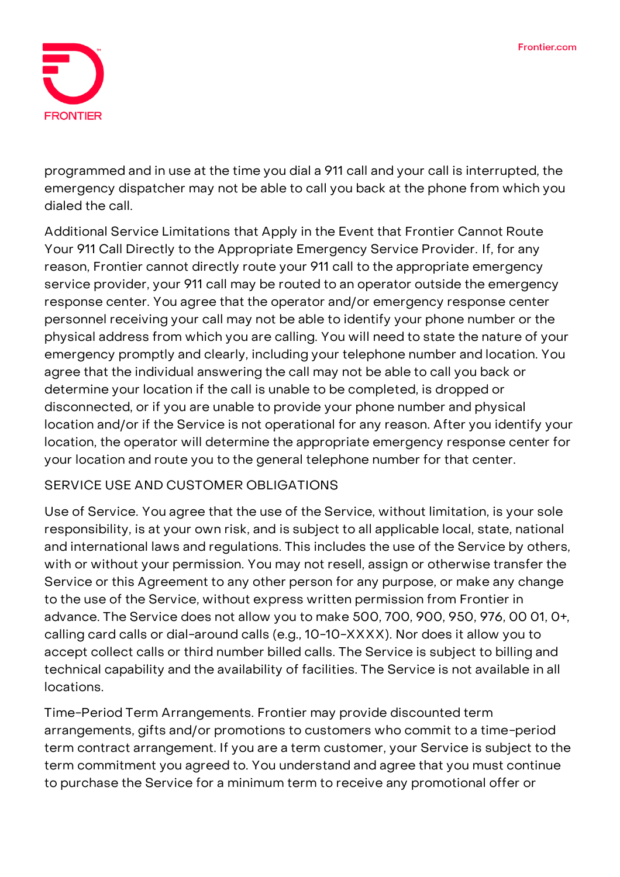programmed and in use at the time you dial a 911 call and your call is interrupted, the emergency dispatcher may not be able to call you back at the phone from which you dialed the call.

Additional Service Limitations that Apply in the Event that Frontier Cannot Route Your 911 Call Directly to the Appropriate Emergency Service Provider. If, for any reason, Frontier cannot directly route your 911 call to the appropriate emergency service provider, your 911 call may be routed to an operator outside the emergency response center. You agree that the operator and/or emergency response center personnel receiving your call may not be able to identify your phone number or the physical address from which you are calling. You will need to state the nature of your emergency promptly and clearly, including your telephone number and location. You agree that the individual answering the call may not be able to call you back or determine your location if the call is unable to be completed, is dropped or disconnected, or if you are unable to provide your phone number and physical location and/or if the Service is not operational for any reason. After you identify your location, the operator will determine the appropriate emergency response center for your location and route you to the general telephone number for that center.

## SERVICE USE AND CUSTOMER OBLIGATIONS

Use of Service. You agree that the use of the Service, without limitation, is your sole responsibility, is at your own risk, and is subject to all applicable local, state, national and international laws and regulations. This includes the use of the Service by others, with or without your permission. You may not resell, assign or otherwise transfer the Service or this Agreement to any other person for any purpose, or make any change to the use of the Service, without express written permission from Frontier in advance. The Service does not allow you to make 500, 700, 900, 950, 976, 00 01, 0+, calling card calls or dial-around calls (e.g., 10-10-XXXX). Nor does it allow you to accept collect calls or third number billed calls. The Service is subject to billing and technical capability and the availability of facilities. The Service is not available in all locations.

Time-Period Term Arrangements. Frontier may provide discounted term arrangements, gifts and/or promotions to customers who commit to a time-period term contract arrangement. If you are a term customer, your Service is subject to the term commitment you agreed to. You understand and agree that you must continue to purchase the Service for a minimum term to receive any promotional offer or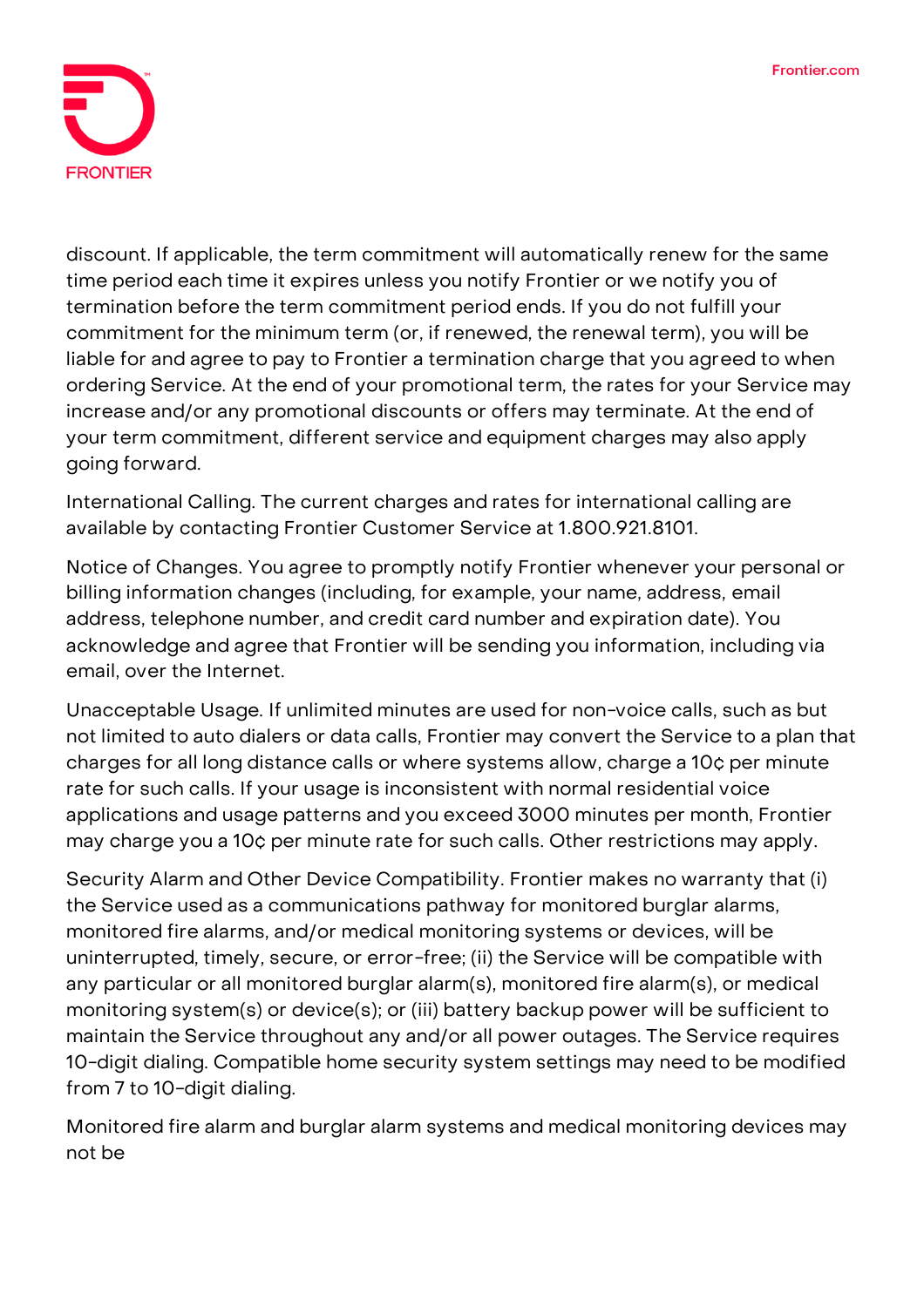discount. If applicable, the term commitment will automatically renew for the same time period each time it expires unless you notify Frontier or we notify you of termination before the term commitment period ends. If you do not fulfill your commitment for the minimum term (or, if renewed, the renewal term), you will be liable for and agree to pay to Frontier a termination charge that you agreed to when ordering Service. At the end of your promotional term, the rates for your Service may increase and/or any promotional discounts or offers may terminate. At the end of your term commitment, different service and equipment charges may also apply going forward.

International Calling. The current charges and rates for international calling are available by contacting Frontier Customer Service at 1.800.921.8101.

Notice of Changes. You agree to promptly notify Frontier whenever your personal or billing information changes (including, for example, your name, address, email address, telephone number, and credit card number and expiration date). You acknowledge and agree that Frontier will be sending you information, including via email, over the Internet.

Unacceptable Usage. If unlimited minutes are used for non-voice calls, such as but not limited to auto dialers or data calls, Frontier may convert the Service to a plan that charges for all long distance calls or where systems allow, charge a 10¢ per minute rate for such calls. If your usage is inconsistent with normal residential voice applications and usage patterns and you exceed 3000 minutes per month, Frontier may charge you a 10¢ per minute rate for such calls. Other restrictions may apply.

Security Alarm and Other Device Compatibility. Frontier makes no warranty that (i) the Service used as a communications pathway for monitored burglar alarms, monitored fire alarms, and/or medical monitoring systems or devices, will be uninterrupted, timely, secure, or error-free; (ii) the Service will be compatible with any particular or all monitored burglar alarm(s), monitored fire alarm(s), or medical monitoring system(s) or device(s); or (iii) battery backup power will be sufficient to maintain the Service throughout any and/or all power outages. The Service requires 10-digit dialing. Compatible home security system settings may need to be modified from 7 to 10-digit dialing.

Monitored fire alarm and burglar alarm systems and medical monitoring devices may not be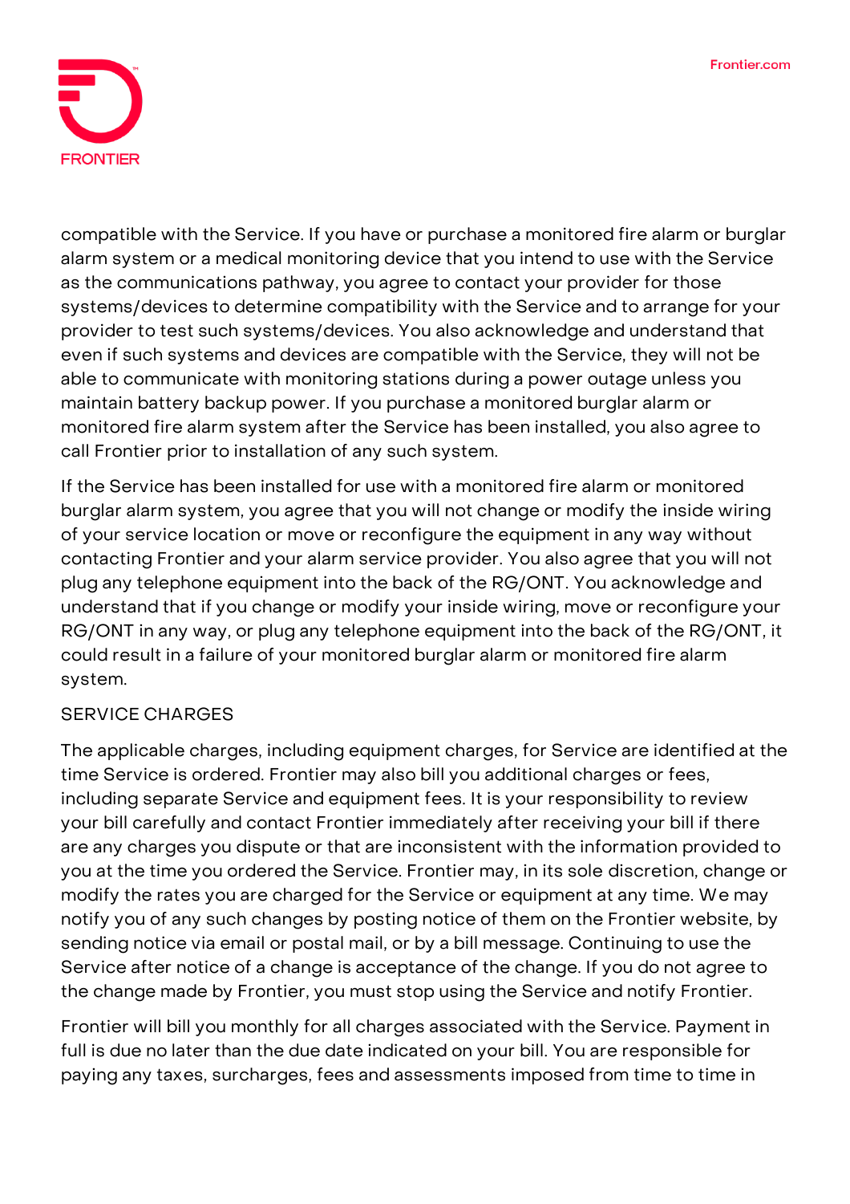compatible with the Service. If you have or purchase a monitored fire alarm or burglar alarm system or a medical monitoring device that you intend to use with the Service as the communications pathway, you agree to contact your provider for those systems/devices to determine compatibility with the Service and to arrange for your provider to test such systems/devices. You also acknowledge and understand that even if such systems and devices are compatible with the Service, they will not be able to communicate with monitoring stations during a power outage unless you maintain battery backup power. If you purchase a monitored burglar alarm or monitored fire alarm system after the Service has been installed, you also agree to call Frontier prior to installation of any such system.

If the Service has been installed for use with a monitored fire alarm or monitored burglar alarm system, you agree that you will not change or modify the inside wiring of your service location or move or reconfigure the equipment in any way without contacting Frontier and your alarm service provider. You also agree that you will not plug any telephone equipment into the back of the RG/ONT. You acknowledge and understand that if you change or modify your inside wiring, move or reconfigure your RG/ONT in any way, or plug any telephone equipment into the back of the RG/ONT, it could result in a failure of your monitored burglar alarm or monitored fire alarm system.

## SERVICE CHARGES

The applicable charges, including equipment charges, for Service are identified at the time Service is ordered. Frontier may also bill you additional charges or fees, including separate Service and equipment fees. It is your responsibility to review your bill carefully and contact Frontier immediately after receiving your bill if there are any charges you dispute or that are inconsistent with the information provided to you at the time you ordered the Service. Frontier may, in its sole discretion, change or modify the rates you are charged for the Service or equipment at any time. We may notify you of any such changes by posting notice of them on the Frontier website, by sending notice via email or postal mail, or by a bill message. Continuing to use the Service after notice of a change is acceptance of the change. If you do not agree to the change made by Frontier, you must stop using the Service and notify Frontier.

Frontier will bill you monthly for all charges associated with the Service. Payment in full is due no later than the due date indicated on your bill. You are responsible for paying any taxes, surcharges, fees and assessments imposed from time to time in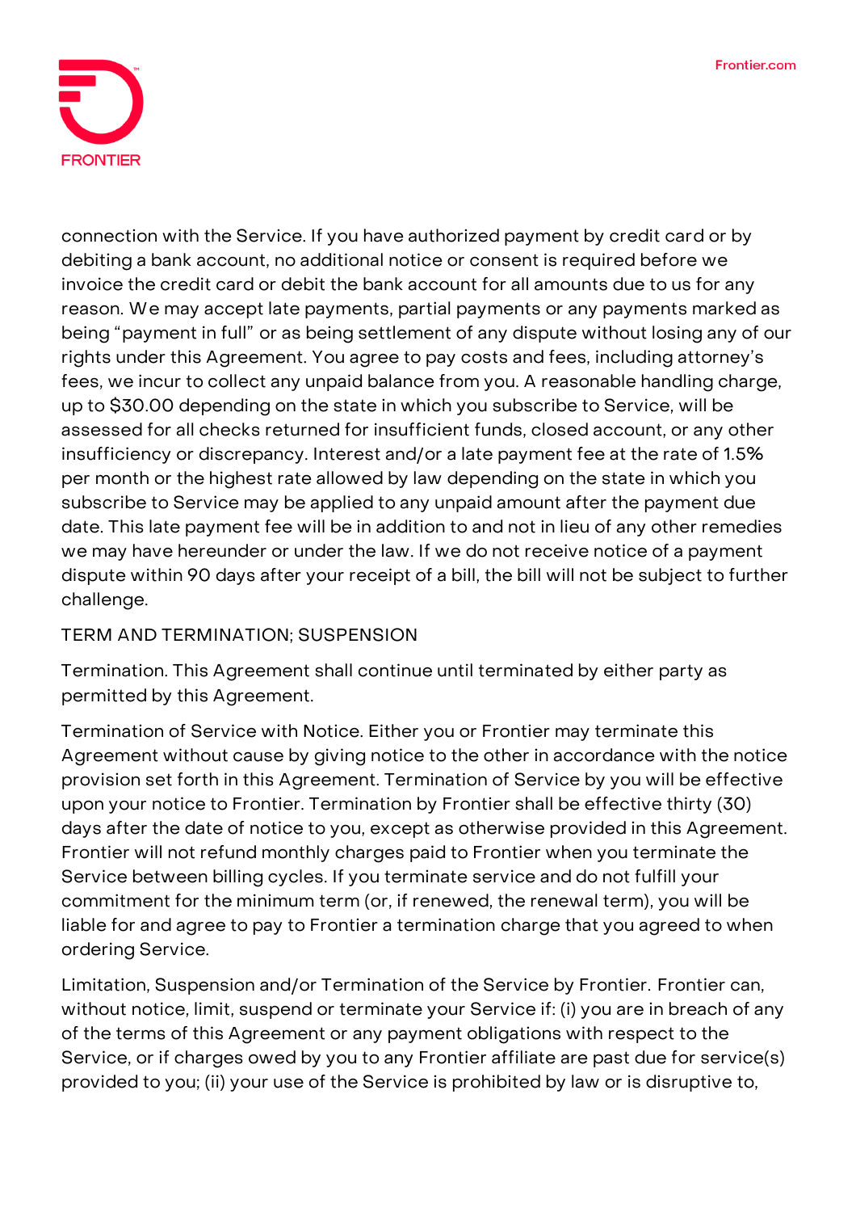connection with the Service. If you have authorized payment by credit card or by debiting a bank account, no additional notice or consent is required before we invoice the credit card or debit the bank account for all amounts due to us for any reason. We may accept late payments, partial payments or any payments marked as being "payment in full" or as being settlement of any dispute without losing any of our rights under this Agreement. You agree to pay costs and fees, including attorney's fees, we incur to collect any unpaid balance from you. A reasonable handling charge, up to $30.00 depending on the state in which you subscribe to Service, will be assessed for all checks returned for insufficient funds, closed account, or any other insufficiency or discrepancy. Interest and/or a late payment fee at the rate of 1.5% per month or the highest rate allowed by law depending on the state in which you subscribe to Service may be applied to any unpaid amount after the payment due date. This late payment fee will be in addition to and not in lieu of any other remedies we may have hereunder or under the law. If we do not receive notice of a payment dispute within 90 days after your receipt of a bill, the bill will not be subject to further challenge.

## TERM AND TERMINATION; SUSPENSION

Termination. This Agreement shall continue until terminated by either party as permitted by this Agreement.

Termination of Service with Notice. Either you or Frontier may terminate this Agreement without cause by giving notice to the other in accordance with the notice provision set forth in this Agreement. Termination of Service by you will be effective upon your notice to Frontier. Termination by Frontier shall be effective thirty (30) days after the date of notice to you, except as otherwise provided in this Agreement. Frontier will not refund monthly charges paid to Frontier when you terminate the Service between billing cycles. If you terminate service and do not fulfill your commitment for the minimum term (or, if renewed, the renewal term), you will be liable for and agree to pay to Frontier a termination charge that you agreed to when ordering Service.

Limitation, Suspension and/or Termination of the Service by Frontier. Frontier can, without notice, limit, suspend or terminate your Service if: (i) you are in breach of any of the terms of this Agreement or any payment obligations with respect to the Service, or if charges owed by you to any Frontier affiliate are past due for service(s) provided to you; (ii) your use of the Service is prohibited by law or is disruptive to,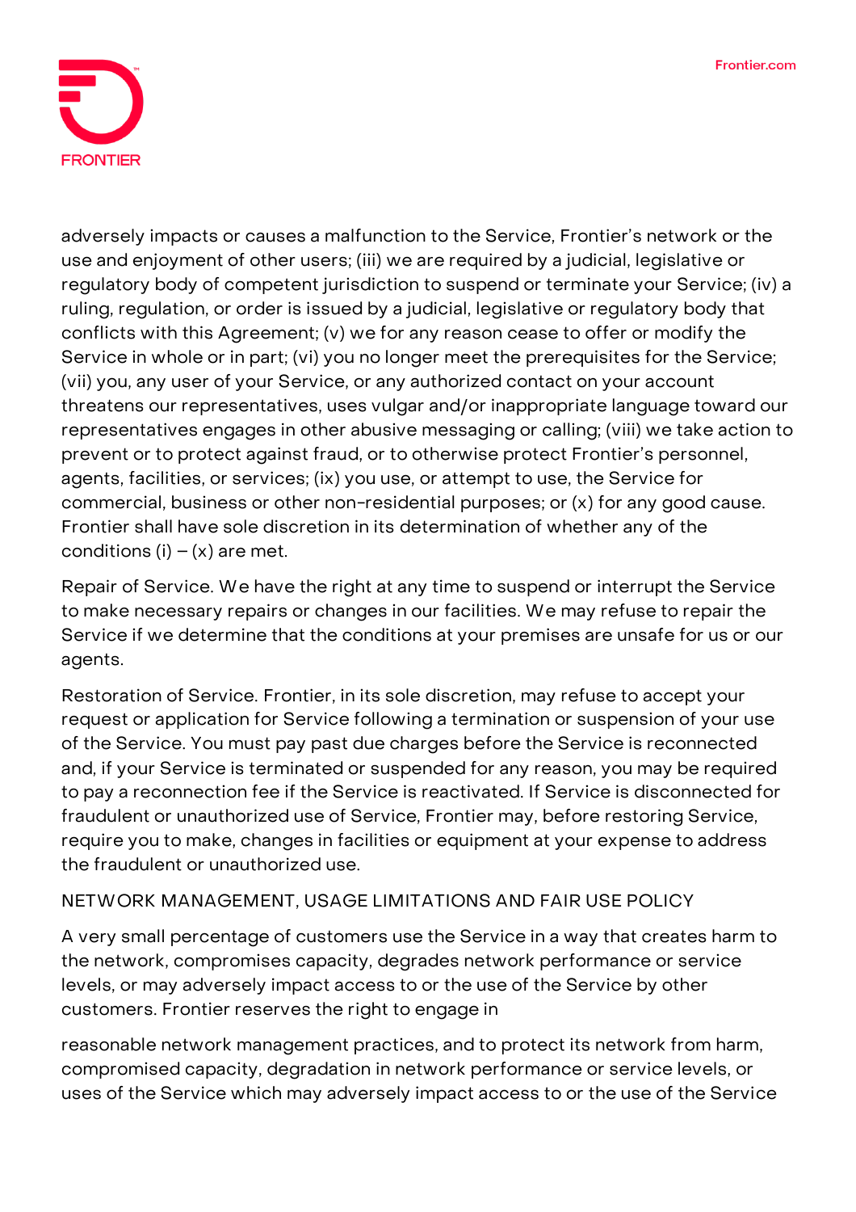adversely impacts or causes a malfunction to the Service, Frontier's network or the use and enjoyment of other users; (iii) we are required by a judicial, legislative or regulatory body of competent jurisdiction to suspend or terminate your Service; (iv) a ruling, regulation, or order is issued by a judicial, legislative or regulatory body that conflicts with this Agreement; (v) we for any reason cease to offer or modify the Service in whole or in part; (vi) you no longer meet the prerequisites for the Service; (vii) you, any user of your Service, or any authorized contact on your account threatens our representatives, uses vulgar and/or inappropriate language toward our representatives engages in other abusive messaging or calling; (viii) we take action to prevent or to protect against fraud, or to otherwise protect Frontier's personnel, agents, facilities, or services; (ix) you use, or attempt to use, the Service for commercial, business or other non-residential purposes; or (x) for any good cause. Frontier shall have sole discretion in its determination of whether any of the conditions (i) – (x) are met.

Repair of Service. We have the right at any time to suspend or interrupt the Service to make necessary repairs or changes in our facilities. We may refuse to repair the Service if we determine that the conditions at your premises are unsafe for us or our agents.

Restoration of Service. Frontier, in its sole discretion, may refuse to accept your request or application for Service following a termination or suspension of your use of the Service. You must pay past due charges before the Service is reconnected and, if your Service is terminated or suspended for any reason, you may be required to pay a reconnection fee if the Service is reactivated. If Service is disconnected for fraudulent or unauthorized use of Service, Frontier may, before restoring Service, require you to make, changes in facilities or equipment at your expense to address the fraudulent or unauthorized use.

## NETWORK MANAGEMENT, USAGE LIMITATIONS AND FAIR USE POLICY

A very small percentage of customers use the Service in a way that creates harm to the network, compromises capacity, degrades network performance or service levels, or may adversely impact access to or the use of the Service by other customers. Frontier reserves the right to engage in reasonable network management practices, and to protect its network from harm, compromised capacity, degradation in network performance or service levels, or uses of the Service which may adversely impact access to or the use of the Service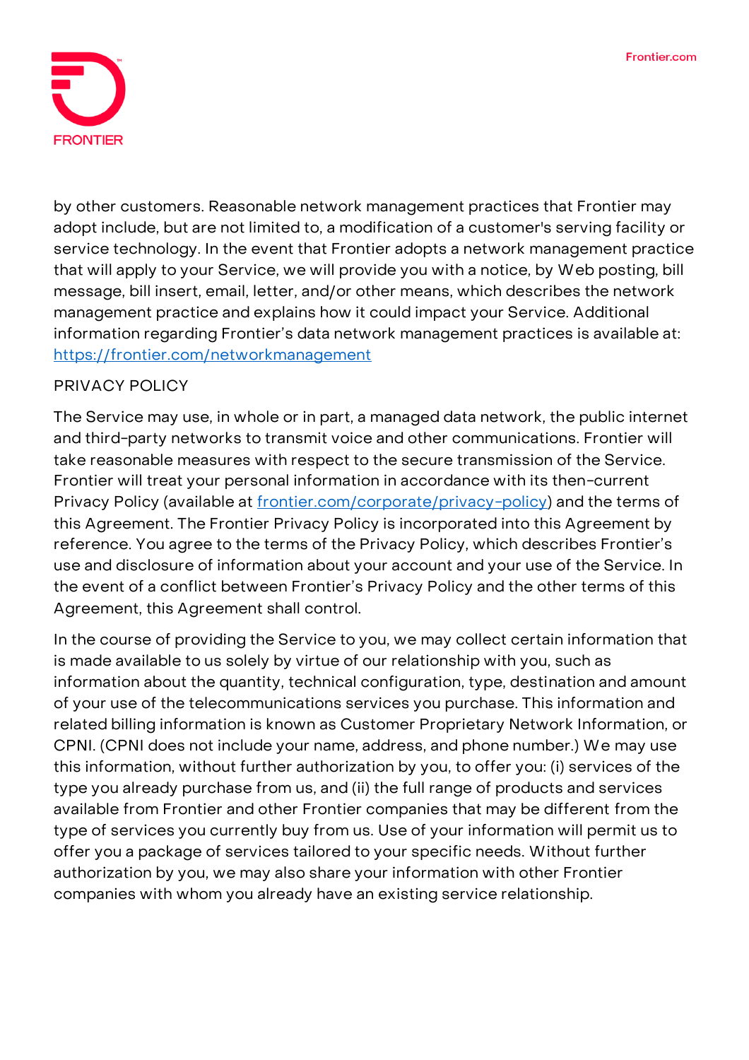by other customers. Reasonable network management practices that Frontier may adopt include, but are not limited to, a modification of a customer's serving facility or service technology. In the event that Frontier adopts a network management practice that will apply to your Service, we will provide you with a notice, by Web posting, bill message, bill insert, email, letter, and/or other means, which describes the network management practice and explains how it could impact your Service. Additional information regarding Frontier's data network management practices is available at: [https://frontier.com/networkmanagement](https://frontier.com/networkmanagement)

## PRIVACY POLICY

The Service may use, in whole or in part, a managed data network, the public internet and third-party networks to transmit voice and other communications. Frontier will take reasonable measures with respect to the secure transmission of the Service. Frontier will treat your personal information in accordance with its then-current Privacy Policy (available at [frontier.com/corporate/privacy-policy](https://frontier.com/corporate/privacy-policy)) and the terms of this Agreement. The Frontier Privacy Policy is incorporated into this Agreement by reference. You agree to the terms of the Privacy Policy, which describes Frontier's use and disclosure of information about your account and your use of the Service. In the event of a conflict between Frontier's Privacy Policy and the other terms of this Agreement, this Agreement shall control.

In the course of providing the Service to you, we may collect certain information that is made available to us solely by virtue of our relationship with you, such as information about the quantity, technical configuration, type, destination and amount of your use of the telecommunications services you purchase. This information and related billing information is known as Customer Proprietary Network Information, or CPNI. (CPNI does not include your name, address, and phone number.) We may use this information, without further authorization by you, to offer you: (i) services of the type you already purchase from us, and (ii) the full range of products and services available from Frontier and other Frontier companies that may be different from the type of services you currently buy from us. Use of your information will permit us to offer you a package of services tailored to your specific needs. Without further authorization by you, we may also share your information with other Frontier companies with whom you already have an existing service relationship.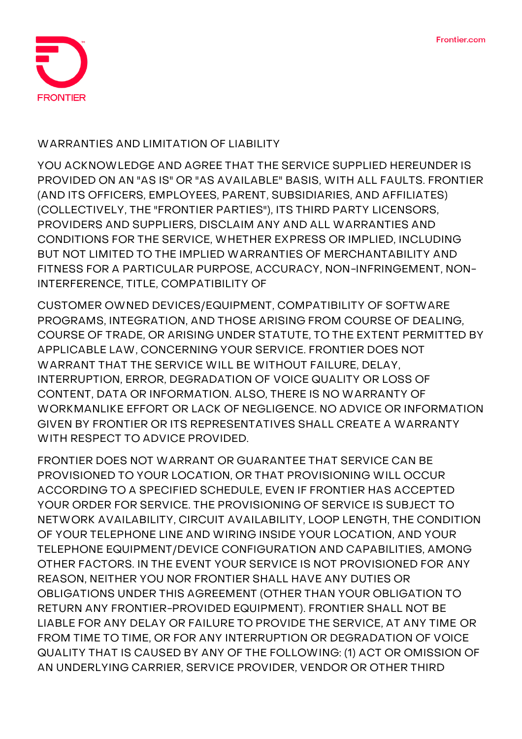## WARRANTIES AND LIMITATION OF LIABILITY

YOU ACKNOWLEDGE AND AGREE THAT THE SERVICE SUPPLIED HEREUNDER IS PROVIDED ON AN "AS IS" OR "AS AVAILABLE" BASIS, WITH ALL FAULTS. FRONTIER (AND ITS OFFICERS, EMPLOYEES, PARENT, SUBSIDIARIES, AND AFFILIATES) (COLLECTIVELY, THE "FRONTIER PARTIES"), ITS THIRD PARTY LICENSORS, PROVIDERS AND SUPPLIERS, DISCLAIM ANY AND ALL WARRANTIES AND CONDITIONS FOR THE SERVICE, WHETHER EXPRESS OR IMPLIED, INCLUDING BUT NOT LIMITED TO THE IMPLIED WARRANTIES OF MERCHANTABILITY AND FITNESS FOR A PARTICULAR PURPOSE, ACCURACY, NON-INFRINGEMENT, NON-INTERFERENCE, TITLE, COMPATIBILITY OF CUSTOMER OWNED DEVICES/EQUIPMENT, COMPATIBILITY OF SOFTWARE PROGRAMS, INTEGRATION, AND THOSE ARISING FROM COURSE OF DEALING, COURSE OF TRADE, OR ARISING UNDER STATUTE, TO THE EXTENT PERMITTED BY APPLICABLE LAW, CONCERNING YOUR SERVICE. FRONTIER DOES NOT WARRANT THAT THE SERVICE WILL BE WITHOUT FAILURE, DELAY, INTERRUPTION, ERROR, DEGRADATION OF VOICE QUALITY OR LOSS OF CONTENT, DATA OR INFORMATION. ALSO, THERE IS NO WARRANTY OF WORKMANLIKE EFFORT OR LACK OF NEGLIGENCE. NO ADVICE OR INFORMATION GIVEN BY FRONTIER OR ITS REPRESENTATIVES SHALL CREATE A WARRANTY WITH RESPECT TO ADVICE PROVIDED.

FRONTIER DOES NOT WARRANT OR GUARANTEE THAT SERVICE CAN BE PROVISIONED TO YOUR LOCATION, OR THAT PROVISIONING WILL OCCUR ACCORDING TO A SPECIFIED SCHEDULE, EVEN IF FRONTIER HAS ACCEPTED YOUR ORDER FOR SERVICE. THE PROVISIONING OF SERVICE IS SUBJECT TO NETWORK AVAILABILITY, CIRCUIT AVAILABILITY, LOOP LENGTH, THE CONDITION OF YOUR TELEPHONE LINE AND WIRING INSIDE YOUR LOCATION, AND YOUR TELEPHONE EQUIPMENT/DEVICE CONFIGURATION AND CAPABILITIES, AMONG OTHER FACTORS. IN THE EVENT YOUR SERVICE IS NOT PROVISIONED FOR ANY REASON, NEITHER YOU NOR FRONTIER SHALL HAVE ANY DUTIES OR OBLIGATIONS UNDER THIS AGREEMENT (OTHER THAN YOUR OBLIGATION TO RETURN ANY FRONTIER-PROVIDED EQUIPMENT). FRONTIER SHALL NOT BE LIABLE FOR ANY DELAY OR FAILURE TO PROVIDE THE SERVICE, AT ANY TIME OR FROM TIME TO TIME, OR FOR ANY INTERRUPTION OR DEGRADATION OF VOICE QUALITY THAT IS CAUSED BY ANY OF THE FOLLOWING: (1) ACT OR OMISSION OF AN UNDERLYING CARRIER, SERVICE PROVIDER, VENDOR OR OTHER THIRD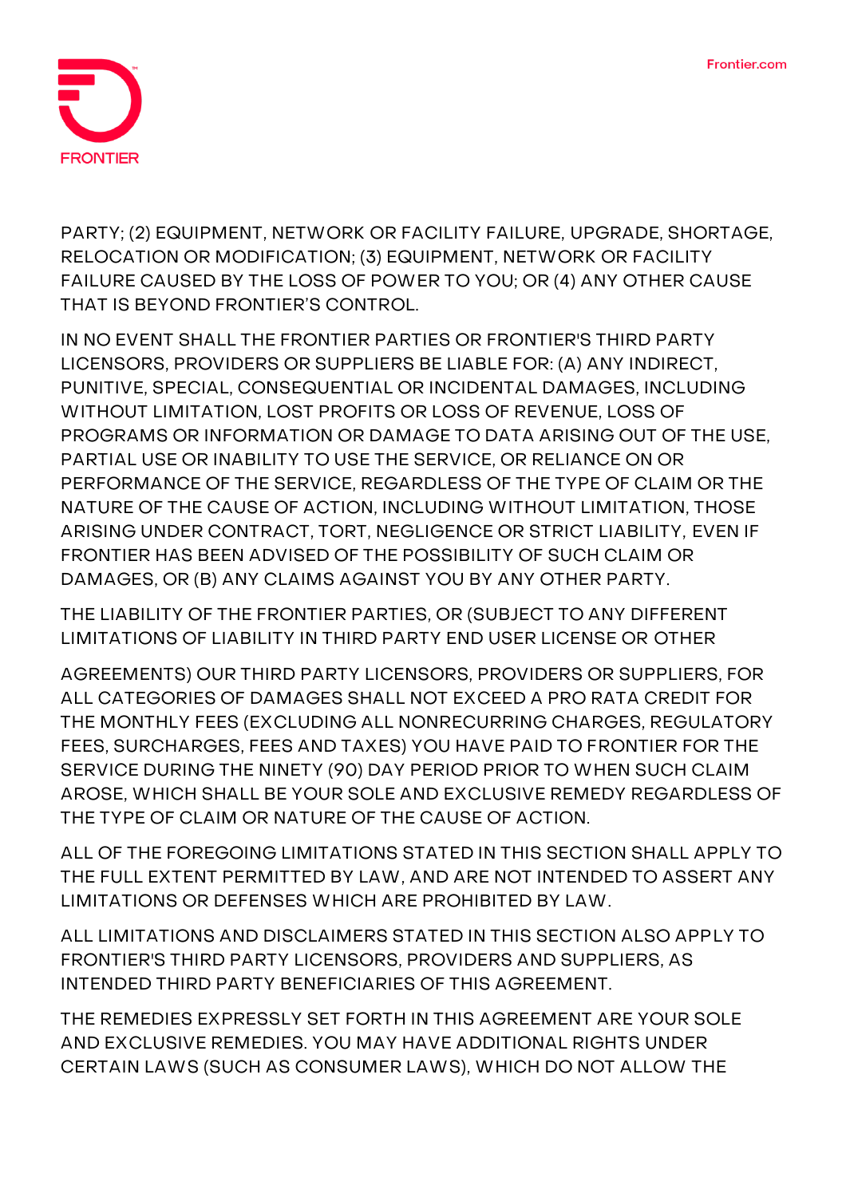PARTY; (2) EQUIPMENT, NETWORK OR FACILITY FAILURE, UPGRADE, SHORTAGE, RELOCATION OR MODIFICATION; (3) EQUIPMENT, NETWORK OR FACILITY FAILURE CAUSED BY THE LOSS OF POWER TO YOU; OR (4) ANY OTHER CAUSE THAT IS BEYOND FRONTIER'S CONTROL.

IN NO EVENT SHALL THE FRONTIER PARTIES OR FRONTIER'S THIRD PARTY LICENSORS, PROVIDERS OR SUPPLIERS BE LIABLE FOR: (A) ANY INDIRECT, PUNITIVE, SPECIAL, CONSEQUENTIAL OR INCIDENTAL DAMAGES, INCLUDING WITHOUT LIMITATION, LOST PROFITS OR LOSS OF REVENUE, LOSS OF PROGRAMS OR INFORMATION OR DAMAGE TO DATA ARISING OUT OF THE USE, PARTIAL USE OR INABILITY TO USE THE SERVICE, OR RELIANCE ON OR PERFORMANCE OF THE SERVICE, REGARDLESS OF THE TYPE OF CLAIM OR THE NATURE OF THE CAUSE OF ACTION, INCLUDING WITHOUT LIMITATION, THOSE ARISING UNDER CONTRACT, TORT, NEGLIGENCE OR STRICT LIABILITY, EVEN IF FRONTIER HAS BEEN ADVISED OF THE POSSIBILITY OF SUCH CLAIM OR DAMAGES, OR (B) ANY CLAIMS AGAINST YOU BY ANY OTHER PARTY.

THE LIABILITY OF THE FRONTIER PARTIES, OR (SUBJECT TO ANY DIFFERENT LIMITATIONS OF LIABILITY IN THIRD PARTY END USER LICENSE OR OTHER AGREEMENTS) OUR THIRD PARTY LICENSORS, PROVIDERS OR SUPPLIERS, FOR ALL CATEGORIES OF DAMAGES SHALL NOT EXCEED A PRO RATA CREDIT FOR THE MONTHLY FEES (EXCLUDING ALL NONRECURRING CHARGES, REGULATORY FEES, SURCHARGES, FEES AND TAXES) YOU HAVE PAID TO FRONTIER FOR THE SERVICE DURING THE NINETY (90) DAY PERIOD PRIOR TO WHEN SUCH CLAIM AROSE, WHICH SHALL BE YOUR SOLE AND EXCLUSIVE REMEDY REGARDLESS OF THE TYPE OF CLAIM OR NATURE OF THE CAUSE OF ACTION.

ALL OF THE FOREGOING LIMITATIONS STATED IN THIS SECTION SHALL APPLY TO THE FULL EXTENT PERMITTED BY LAW, AND ARE NOT INTENDED TO ASSERT ANY LIMITATIONS OR DEFENSES WHICH ARE PROHIBITED BY LAW.

ALL LIMITATIONS AND DISCLAIMERS STATED IN THIS SECTION ALSO APPLY TO FRONTIER'S THIRD PARTY LICENSORS, PROVIDERS AND SUPPLIERS, AS INTENDED THIRD PARTY BENEFICIARIES OF THIS AGREEMENT.

THE REMEDIES EXPRESSLY SET FORTH IN THIS AGREEMENT ARE YOUR SOLE AND EXCLUSIVE REMEDIES. YOU MAY HAVE ADDITIONAL RIGHTS UNDER CERTAIN LAWS (SUCH AS CONSUMER LAWS), WHICH DO NOT ALLOW THE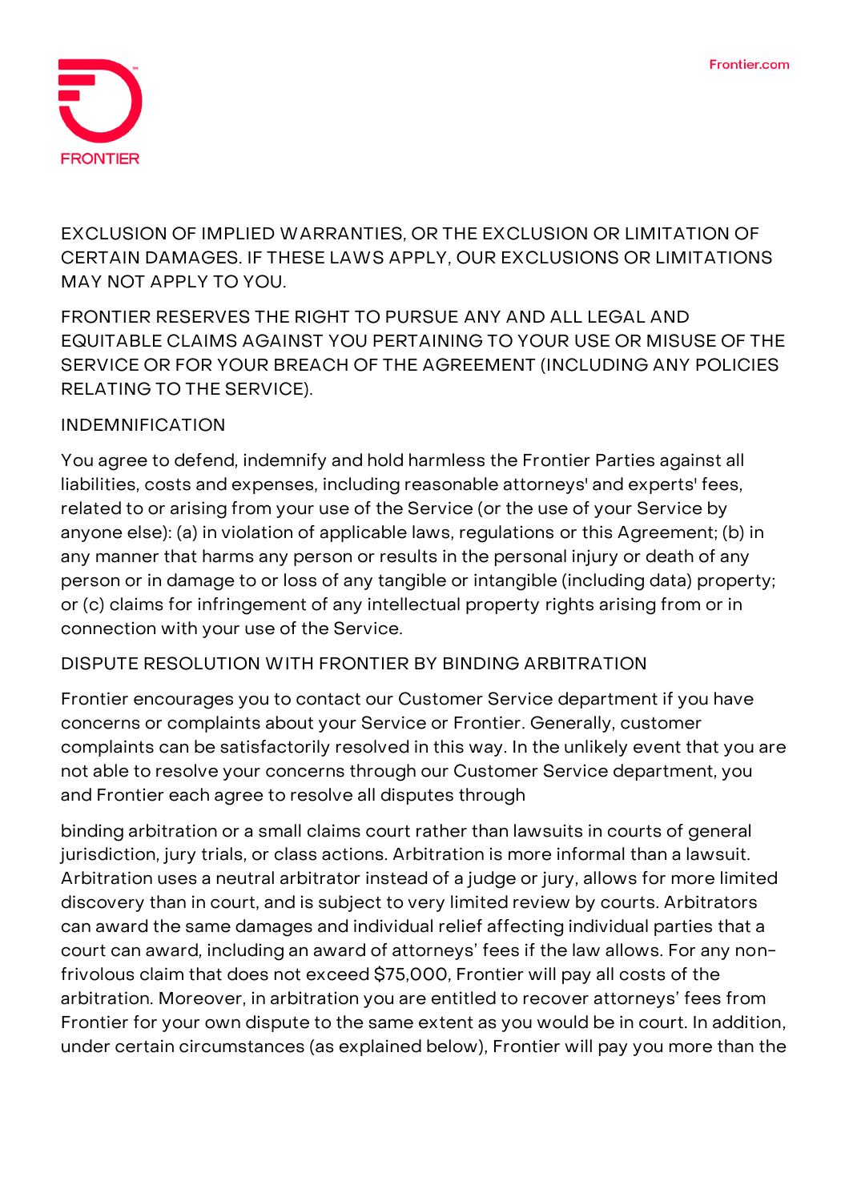EXCLUSION OF IMPLIED WARRANTIES, OR THE EXCLUSION OR LIMITATION OF CERTAIN DAMAGES. IF THESE LAWS APPLY, OUR EXCLUSIONS OR LIMITATIONS MAY NOT APPLY TO YOU.

FRONTIER RESERVES THE RIGHT TO PURSUE ANY AND ALL LEGAL AND EQUITABLE CLAIMS AGAINST YOU PERTAINING TO YOUR USE OR MISUSE OF THE SERVICE OR FOR YOUR BREACH OF THE AGREEMENT (INCLUDING ANY POLICIES RELATING TO THE SERVICE).

## INDEMNIFICATION

You agree to defend, indemnify and hold harmless the Frontier Parties against all liabilities, costs and expenses, including reasonable attorneys' and experts' fees, related to or arising from your use of the Service (or the use of your Service by anyone else): (a) in violation of applicable laws, regulations or this Agreement; (b) in any manner that harms any person or results in the personal injury or death of any person or in damage to or loss of any tangible or intangible (including data) property; or (c) claims for infringement of any intellectual property rights arising from or in connection with your use of the Service.

## DISPUTE RESOLUTION WITH FRONTIER BY BINDING ARBITRATION

Frontier encourages you to contact our Customer Service department if you have concerns or complaints about your Service or Frontier. Generally, customer complaints can be satisfactorily resolved in this way. In the unlikely event that you are not able to resolve your concerns through our Customer Service department, you and Frontier each agree to resolve all disputes through binding arbitration or a small claims court rather than lawsuits in courts of general jurisdiction, jury trials, or class actions. Arbitration is more informal than a lawsuit. Arbitration uses a neutral arbitrator instead of a judge or jury, allows for more limited discovery than in court, and is subject to very limited review by courts. Arbitrators can award the same damages and individual relief affecting individual parties that a court can award, including an award of attorneys' fees if the law allows. For any non-frivolous claim that does not exceed $75,000, Frontier will pay all costs of the arbitration. Moreover, in arbitration you are entitled to recover attorneys' fees from Frontier for your own dispute to the same extent as you would be in court. In addition, under certain circumstances (as explained below), Frontier will pay you more than the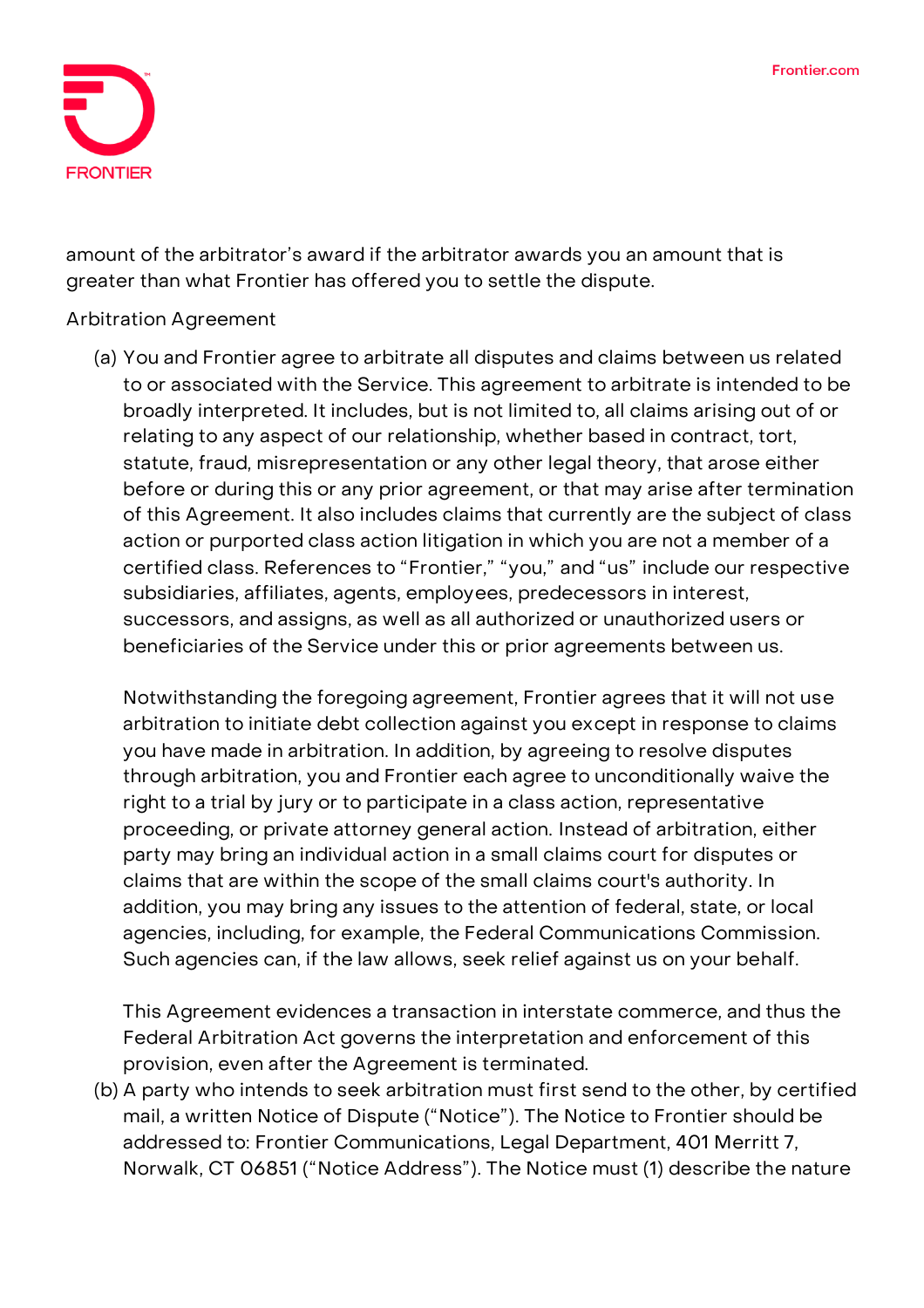amount of the arbitrator's award if the arbitrator awards you an amount that is greater than what Frontier has offered you to settle the dispute.

Arbitration Agreement

(a) You and Frontier agree to arbitrate all disputes and claims between us related to or associated with the Service. This agreement to arbitrate is intended to be broadly interpreted. It includes, but is not limited to, all claims arising out of or relating to any aspect of our relationship, whether based in contract, tort, statute, fraud, misrepresentation or any other legal theory, that arose either before or during this or any prior agreement, or that may arise after termination of this Agreement. It also includes claims that currently are the subject of class action or purported class action litigation in which you are not a member of a certified class. References to "Frontier," "you," and "us" include our respective subsidiaries, affiliates, agents, employees, predecessors in interest, successors, and assigns, as well as all authorized or unauthorized users or beneficiaries of the Service under this or prior agreements between us.

    Notwithstanding the foregoing agreement, Frontier agrees that it will not use arbitration to initiate debt collection against you except in response to claims you have made in arbitration. In addition, by agreeing to resolve disputes through arbitration, you and Frontier each agree to unconditionally waive the right to a trial by jury or to participate in a class action, representative proceeding, or private attorney general action. Instead of arbitration, either party may bring an individual action in a small claims court for disputes or claims that are within the scope of the small claims court's authority. In addition, you may bring any issues to the attention of federal, state, or local agencies, including, for example, the Federal Communications Commission. Such agencies can, if the law allows, seek relief against us on your behalf.

    This Agreement evidences a transaction in interstate commerce, and thus the Federal Arbitration Act governs the interpretation and enforcement of this provision, even after the Agreement is terminated.

(b) A party who intends to seek arbitration must first send to the other, by certified mail, a written Notice of Dispute ("Notice"). The Notice to Frontier should be addressed to: Frontier Communications, Legal Department, 401 Merritt 7, Norwalk, CT 06851 ("Notice Address"). The Notice must (1) describe the nature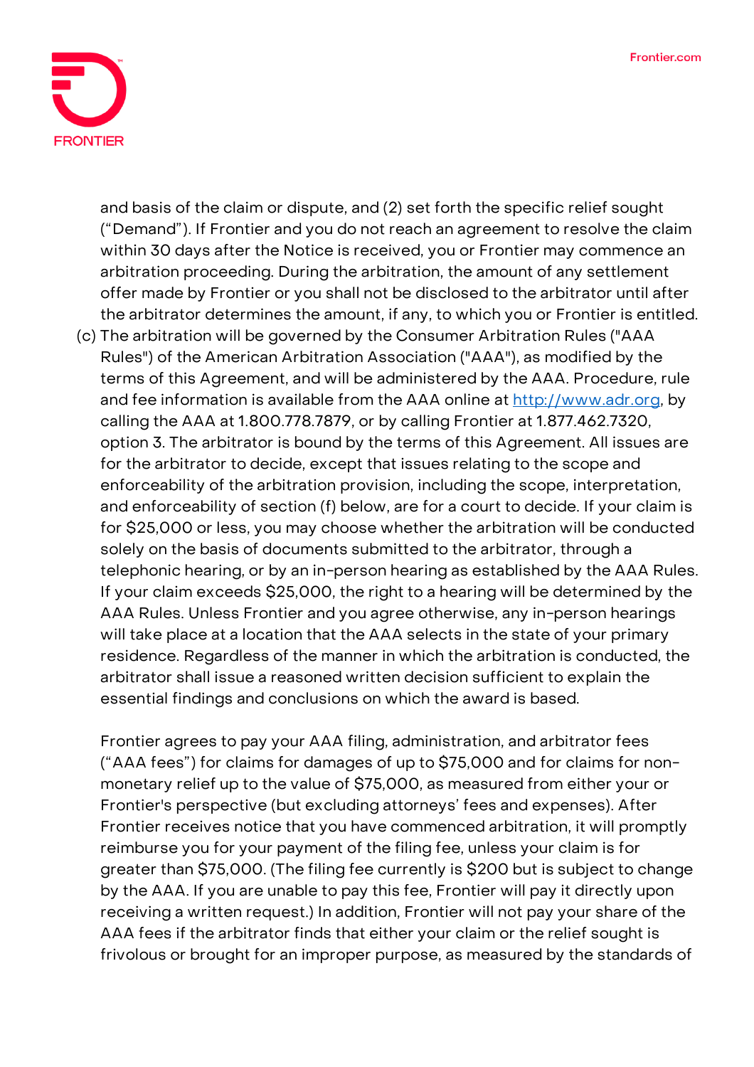and basis of the claim or dispute, and (2) set forth the specific relief sought ("Demand"). If Frontier and you do not reach an agreement to resolve the claim within 30 days after the Notice is received, you or Frontier may commence an arbitration proceeding. During the arbitration, the amount of any settlement offer made by Frontier or you shall not be disclosed to the arbitrator until after the arbitrator determines the amount, if any, to which you or Frontier is entitled.

(c) The arbitration will be governed by the Consumer Arbitration Rules ("AAA Rules") of the American Arbitration Association ("AAA"), as modified by the terms of this Agreement, and will be administered by the AAA. Procedure, rule and fee information is available from the AAA online at [http://www.adr.org](http://www.adr.org), by calling the AAA at 1.800.778.7879, or by calling Frontier at 1.877.462.7320, option 3. The arbitrator is bound by the terms of this Agreement. All issues are for the arbitrator to decide, except that issues relating to the scope and enforceability of the arbitration provision, including the scope, interpretation, and enforceability of section (f) below, are for a court to decide. If your claim is for $25,000 or less, you may choose whether the arbitration will be conducted solely on the basis of documents submitted to the arbitrator, through a telephonic hearing, or by an in-person hearing as established by the AAA Rules. If your claim exceeds $25,000, the right to a hearing will be determined by the AAA Rules. Unless Frontier and you agree otherwise, any in-person hearings will take place at a location that the AAA selects in the state of your primary residence. Regardless of the manner in which the arbitration is conducted, the arbitrator shall issue a reasoned written decision sufficient to explain the essential findings and conclusions on which the award is based.

Frontier agrees to pay your AAA filing, administration, and arbitrator fees ("AAA fees") for claims for damages of up to $75,000 and for claims for non-monetary relief up to the value of $75,000, as measured from either your or Frontier's perspective (but excluding attorneys' fees and expenses). After Frontier receives notice that you have commenced arbitration, it will promptly reimburse you for your payment of the filing fee, unless your claim is for greater than $75,000. (The filing fee currently is $200 but is subject to change by the AAA. If you are unable to pay this fee, Frontier will pay it directly upon receiving a written request.) In addition, Frontier will not pay your share of the AAA fees if the arbitrator finds that either your claim or the relief sought is frivolous or brought for an improper purpose, as measured by the standards of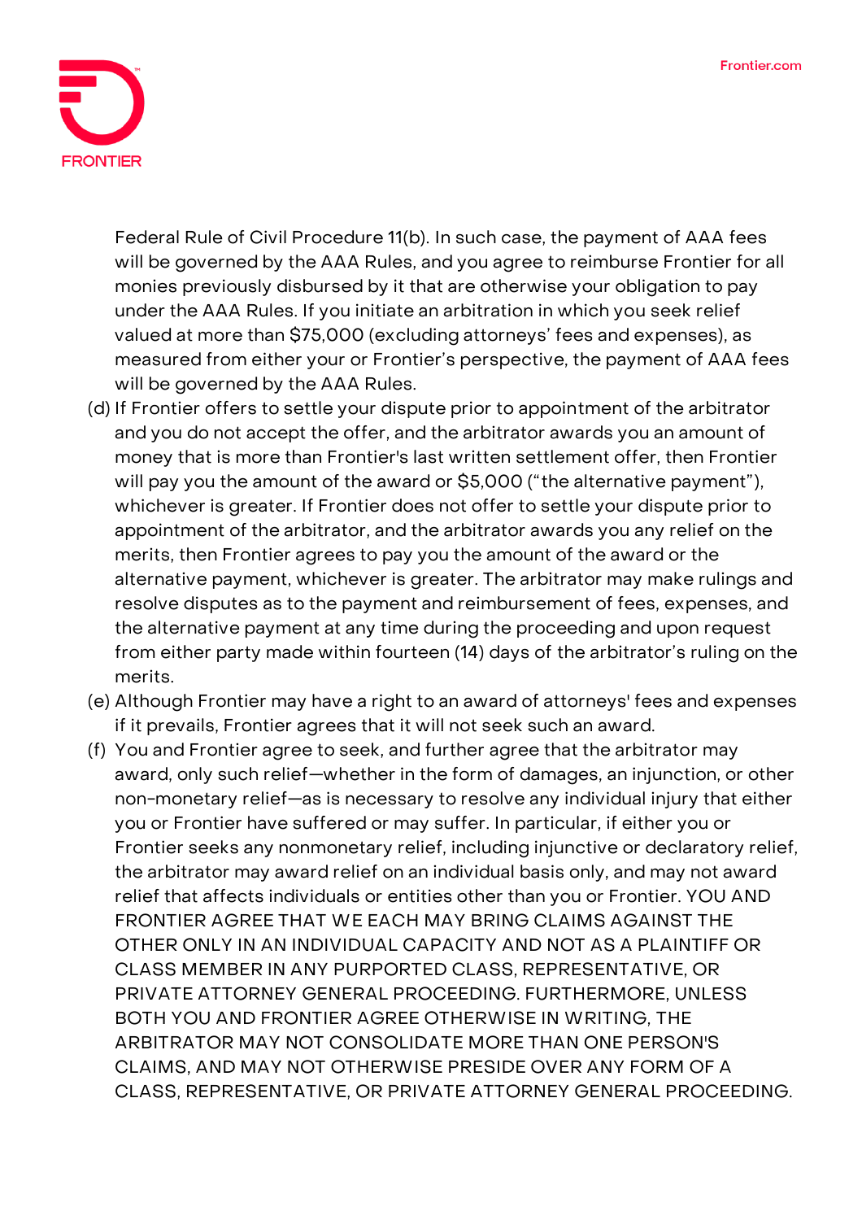Federal Rule of Civil Procedure 11(b). In such case, the payment of AAA fees will be governed by the AAA Rules, and you agree to reimburse Frontier for all monies previously disbursed by it that are otherwise your obligation to pay under the AAA Rules. If you initiate an arbitration in which you seek relief valued at more than $75,000 (excluding attorneys' fees and expenses), as measured from either your or Frontier's perspective, the payment of AAA fees will be governed by the AAA Rules.

(d) If Frontier offers to settle your dispute prior to appointment of the arbitrator and you do not accept the offer, and the arbitrator awards you an amount of money that is more than Frontier's last written settlement offer, then Frontier will pay you the amount of the award or $5,000 ("the alternative payment"), whichever is greater. If Frontier does not offer to settle your dispute prior to appointment of the arbitrator, and the arbitrator awards you any relief on the merits, then Frontier agrees to pay you the amount of the award or the alternative payment, whichever is greater. The arbitrator may make rulings and resolve disputes as to the payment and reimbursement of fees, expenses, and the alternative payment at any time during the proceeding and upon request from either party made within fourteen (14) days of the arbitrator's ruling on the merits.

(e) Although Frontier may have a right to an award of attorneys' fees and expenses if it prevails, Frontier agrees that it will not seek such an award.

(f) You and Frontier agree to seek, and further agree that the arbitrator may award, only such relief—whether in the form of damages, an injunction, or other non-monetary relief—as is necessary to resolve any individual injury that either you or Frontier have suffered or may suffer. In particular, if either you or Frontier seeks any nonmonetary relief, including injunctive or declaratory relief, the arbitrator may award relief on an individual basis only, and may not award relief that affects individuals or entities other than you or Frontier. YOU AND FRONTIER AGREE THAT WE EACH MAY BRING CLAIMS AGAINST THE OTHER ONLY IN AN INDIVIDUAL CAPACITY AND NOT AS A PLAINTIFF OR CLASS MEMBER IN ANY PURPORTED CLASS, REPRESENTATIVE, OR PRIVATE ATTORNEY GENERAL PROCEEDING. FURTHERMORE, UNLESS BOTH YOU AND FRONTIER AGREE OTHERWISE IN WRITING, THE ARBITRATOR MAY NOT CONSOLIDATE MORE THAN ONE PERSON'S CLAIMS, AND MAY NOT OTHERWISE PRESIDE OVER ANY FORM OF A CLASS, REPRESENTATIVE, OR PRIVATE ATTORNEY GENERAL PROCEEDING.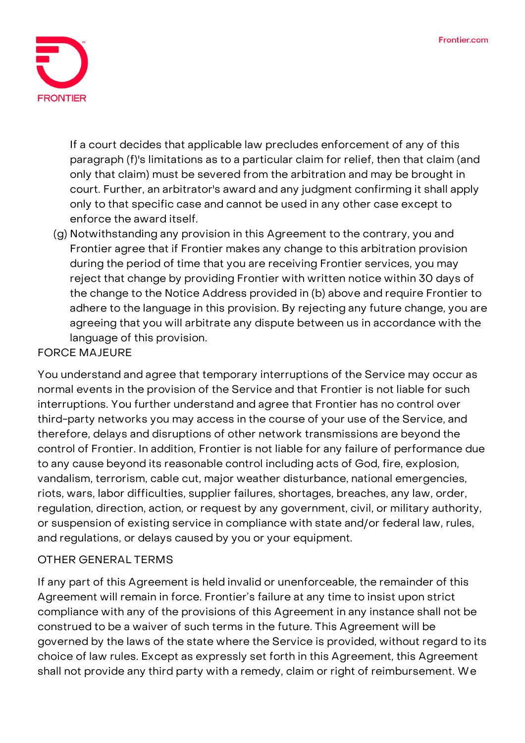If a court decides that applicable law precludes enforcement of any of this paragraph (f)'s limitations as to a particular claim for relief, then that claim (and only that claim) must be severed from the arbitration and may be brought in court. Further, an arbitrator's award and any judgment confirming it shall apply only to that specific case and cannot be used in any other case except to enforce the award itself.

(g) Notwithstanding any provision in this Agreement to the contrary, you and Frontier agree that if Frontier makes any change to this arbitration provision during the period of time that you are receiving Frontier services, you may reject that change by providing Frontier with written notice within 30 days of the change to the Notice Address provided in (b) above and require Frontier to adhere to the language in this provision. By rejecting any future change, you are agreeing that you will arbitrate any dispute between us in accordance with the language of this provision.

FORCE MAJEURE

You understand and agree that temporary interruptions of the Service may occur as normal events in the provision of the Service and that Frontier is not liable for such interruptions. You further understand and agree that Frontier has no control over third-party networks you may access in the course of your use of the Service, and therefore, delays and disruptions of other network transmissions are beyond the control of Frontier. In addition, Frontier is not liable for any failure of performance due to any cause beyond its reasonable control including acts of God, fire, explosion, vandalism, terrorism, cable cut, major weather disturbance, national emergencies, riots, wars, labor difficulties, supplier failures, shortages, breaches, any law, order, regulation, direction, action, or request by any government, civil, or military authority, or suspension of existing service in compliance with state and/or federal law, rules, and regulations, or delays caused by you or your equipment.

OTHER GENERAL TERMS

If any part of this Agreement is held invalid or unenforceable, the remainder of this Agreement will remain in force. Frontier's failure at any time to insist upon strict compliance with any of the provisions of this Agreement in any instance shall not be construed to be a waiver of such terms in the future. This Agreement will be governed by the laws of the state where the Service is provided, without regard to its choice of law rules. Except as expressly set forth in this Agreement, this Agreement shall not provide any third party with a remedy, claim or right of reimbursement. We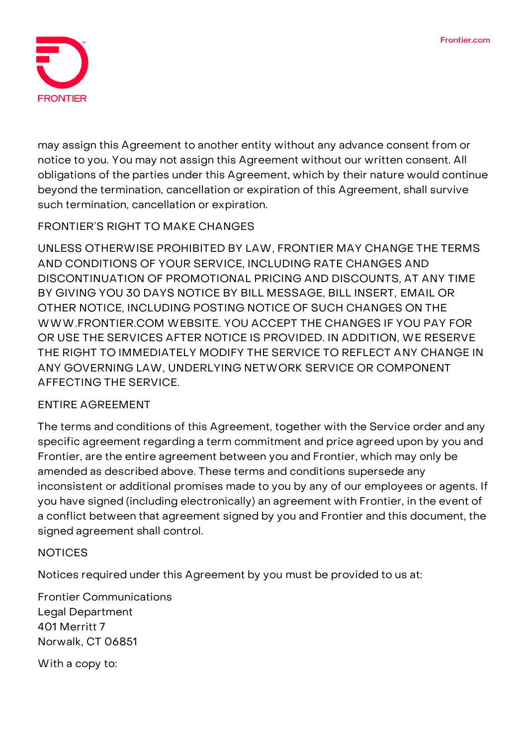may assign this Agreement to another entity without any advance consent from or notice to you. You may not assign this Agreement without our written consent. All obligations of the parties under this Agreement, which by their nature would continue beyond the termination, cancellation or expiration of this Agreement, shall survive such termination, cancellation or expiration.

## FRONTIER'S RIGHT TO MAKE CHANGES

UNLESS OTHERWISE PROHIBITED BY LAW, FRONTIER MAY CHANGE THE TERMS AND CONDITIONS OF YOUR SERVICE, INCLUDING RATE CHANGES AND DISCONTINUATION OF PROMOTIONAL PRICING AND DISCOUNTS, AT ANY TIME BY GIVING YOU 30 DAYS NOTICE BY BILL MESSAGE, BILL INSERT, EMAIL OR OTHER NOTICE, INCLUDING POSTING NOTICE OF SUCH CHANGES ON THE WWW.FRONTIER.COM WEBSITE. YOU ACCEPT THE CHANGES IF YOU PAY FOR OR USE THE SERVICES AFTER NOTICE IS PROVIDED. IN ADDITION, WE RESERVE THE RIGHT TO IMMEDIATELY MODIFY THE SERVICE TO REFLECT ANY CHANGE IN ANY GOVERNING LAW, UNDERLYING NETWORK SERVICE OR COMPONENT AFFECTING THE SERVICE.

## ENTIRE AGREEMENT

The terms and conditions of this Agreement, together with the Service order and any specific agreement regarding a term commitment and price agreed upon by you and Frontier, are the entire agreement between you and Frontier, which may only be amended as described above. These terms and conditions supersede any inconsistent or additional promises made to you by any of our employees or agents. If you have signed (including electronically) an agreement with Frontier, in the event of a conflict between that agreement signed by you and Frontier and this document, the signed agreement shall control.

## NOTICES

Notices required under this Agreement by you must be provided to us at:

Frontier Communications
Legal Department
401 Merritt 7
Norwalk, CT 06851

With a copy to: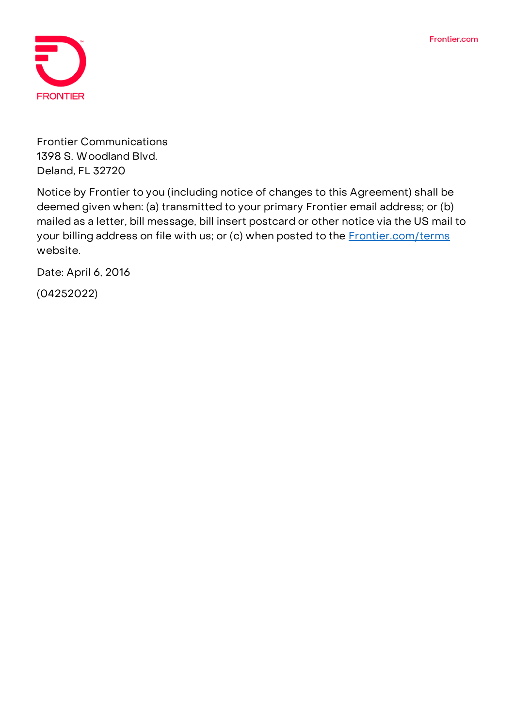Frontier Communications
1398 S. Woodland Blvd.
Deland, FL 32720

Notice by Frontier to you (including notice of changes to this Agreement) shall be deemed given when: (a) transmitted to your primary Frontier email address; or (b) mailed as a letter, bill message, bill insert postcard or other notice via the US mail to your billing address on file with us; or (c) when posted to the [Frontier.com/terms](Frontier.com/terms) website.

Date: April 6, 2016

(04252022)